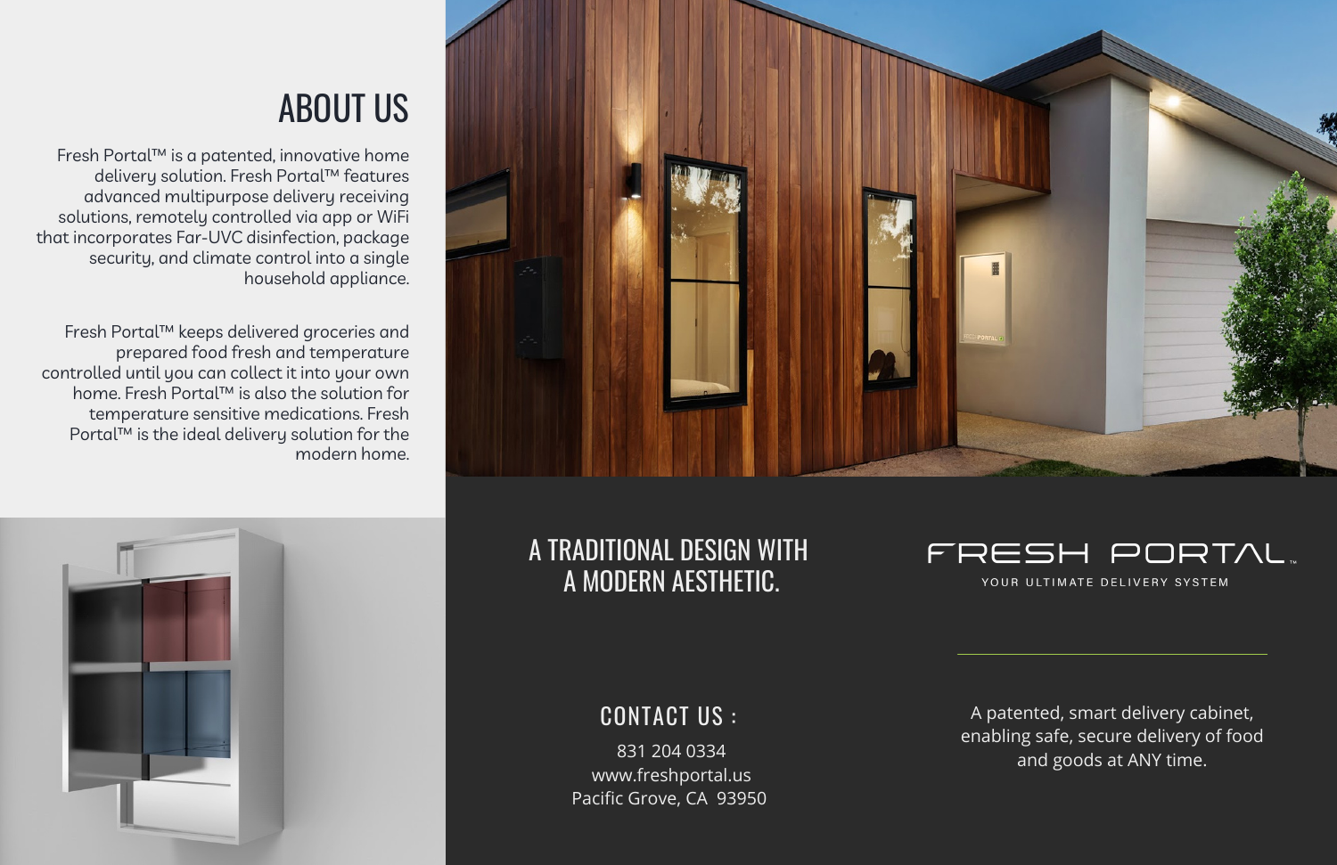# ABOUT US

Fresh Portal™ is a patented, innovative home delivery solution. Fresh Portal™ features advanced multipurpose delivery receiving solutions, remotely controlled via app or WiFi that incorporates Far-UVC disinfection, package security, and climate control into a single household appliance.

Fresh Portal™ keeps delivered groceries and prepared food fresh and temperature controlled until you can collect it into your own home. Fresh Portal™ is also the solution for temperature sensitive medications. Fresh Portal™ is the ideal delivery solution for the modern home.

## A TRADITIONAL DESIGN WITH A MODERN AESTHETIC.

## CONTACT US :

831 204 0334
www.freshportal.us
Pacific Grove, CA 93950

# FRESH PORTAL™

YOUR ULTIMATE DELIVERY SYSTEM

A patented, smart delivery cabinet, enabling safe, secure delivery of food and goods at ANY time.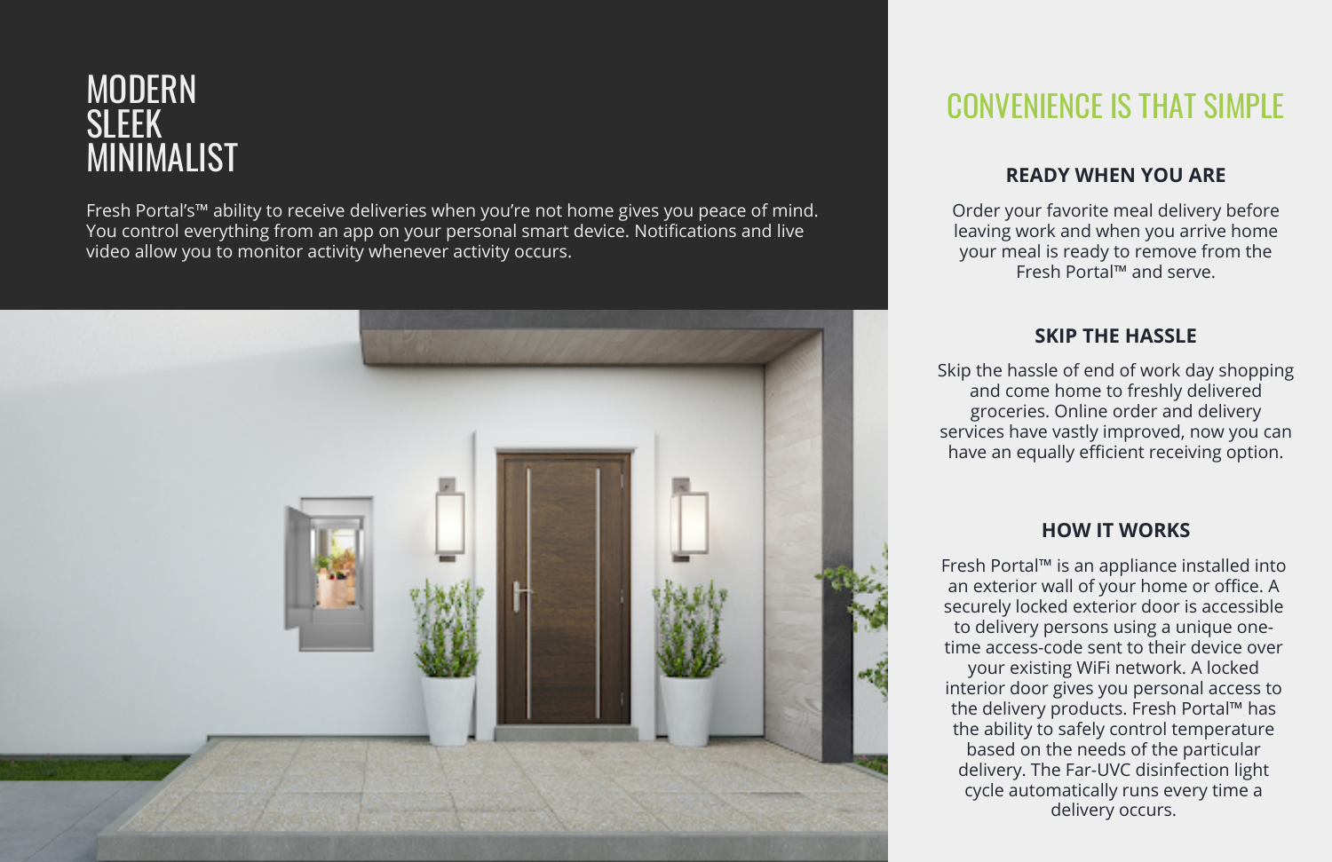# MODERN SLEEK MINIMALIST

Fresh Portal's™ ability to receive deliveries when you're not home gives you peace of mind. You control everything from an app on your personal smart device. Notifications and live video allow you to monitor activity whenever activity occurs.

## CONVENIENCE IS THAT SIMPLE

### READY WHEN YOU ARE

Order your favorite meal delivery before leaving work and when you arrive home your meal is ready to remove from the Fresh Portal™ and serve.

### SKIP THE HASSLE

Skip the hassle of end of work day shopping and come home to freshly delivered groceries. Online order and delivery services have vastly improved, now you can have an equally efficient receiving option.

### HOW IT WORKS

Fresh Portal™ is an appliance installed into an exterior wall of your home or office. A securely locked exterior door is accessible to delivery persons using a unique one-time access-code sent to their device over your existing WiFi network. A locked interior door gives you personal access to the delivery products. Fresh Portal™ has the ability to safely control temperature based on the needs of the particular delivery. The Far-UVC disinfection light cycle automatically runs every time a delivery occurs.